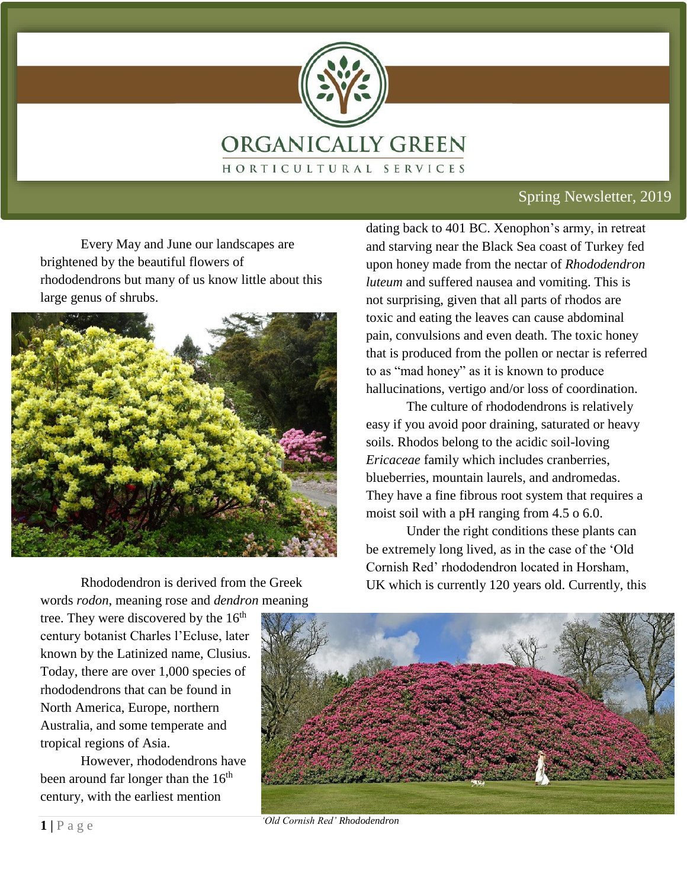# ORGANICALLY GREEN

HORTICULTURAL SERVICES

Spring Newsletter, 2019

Every May and June our landscapes are brightened by the beautiful flowers of rhododendrons but many of us know little about this large genus of shrubs.

Rhododendron is derived from the Greek words *rodon*, meaning rose and *dendron* meaning tree. They were discovered by the 16th century botanist Charles l'Ecluse, later known by the Latinized name, Clusius. Today, there are over 1,000 species of rhododendrons that can be found in North America, Europe, northern Australia, and some temperate and tropical regions of Asia.

However, rhododendrons have been around far longer than the 16th century, with the earliest mention dating back to 401 BC. Xenophon's army, in retreat and starving near the Black Sea coast of Turkey fed upon honey made from the nectar of *Rhododendron luteum* and suffered nausea and vomiting. This is not surprising, given that all parts of rhodos are toxic and eating the leaves can cause abdominal pain, convulsions and even death. The toxic honey that is produced from the pollen or nectar is referred to as "mad honey" as it is known to produce hallucinations, vertigo and/or loss of coordination.

The culture of rhododendrons is relatively easy if you avoid poor draining, saturated or heavy soils. Rhodos belong to the acidic soil-loving *Ericaceae* family which includes cranberries, blueberries, mountain laurels, and andromedas. They have a fine fibrous root system that requires a moist soil with a pH ranging from 4.5 o 6.0.

Under the right conditions these plants can be extremely long lived, as in the case of the 'Old Cornish Red' rhododendron located in Horsham, UK which is currently 120 years old. Currently, this

*'Old Cornish Red' Rhododendron*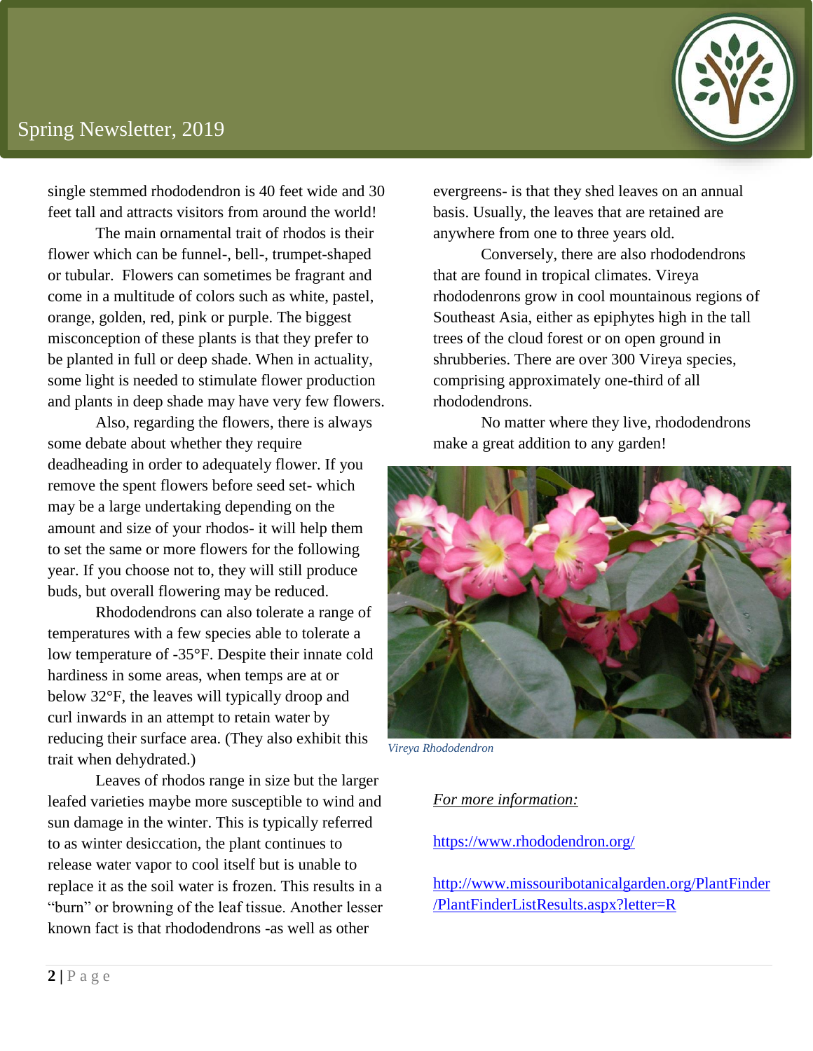single stemmed rhododendron is 40 feet wide and 30 feet tall and attracts visitors from around the world!

The main ornamental trait of rhodos is their flower which can be funnel-, bell-, trumpet-shaped or tubular. Flowers can sometimes be fragrant and come in a multitude of colors such as white, pastel, orange, golden, red, pink or purple. The biggest misconception of these plants is that they prefer to be planted in full or deep shade. When in actuality, some light is needed to stimulate flower production and plants in deep shade may have very few flowers.

Also, regarding the flowers, there is always some debate about whether they require deadheading in order to adequately flower. If you remove the spent flowers before seed set- which may be a large undertaking depending on the amount and size of your rhodos- it will help them to set the same or more flowers for the following year. If you choose not to, they will still produce buds, but overall flowering may be reduced.

Rhododendrons can also tolerate a range of temperatures with a few species able to tolerate a low temperature of -35°F. Despite their innate cold hardiness in some areas, when temps are at or below 32°F, the leaves will typically droop and curl inwards in an attempt to retain water by reducing their surface area. (They also exhibit this trait when dehydrated.)

Leaves of rhodos range in size but the larger leafed varieties maybe more susceptible to wind and sun damage in the winter. This is typically referred to as winter desiccation, the plant continues to release water vapor to cool itself but is unable to replace it as the soil water is frozen. This results in a "burn" or browning of the leaf tissue. Another lesser known fact is that rhododendrons -as well as other evergreens- is that they shed leaves on an annual basis. Usually, the leaves that are retained are anywhere from one to three years old.

Conversely, there are also rhododendrons that are found in tropical climates. Vireya rhododenrons grow in cool mountainous regions of Southeast Asia, either as epiphytes high in the tall trees of the cloud forest or on open ground in shrubberies. There are over 300 Vireya species, comprising approximately one-third of all rhododendrons.

No matter where they live, rhododendrons make a great addition to any garden!

*Vireya Rhododendron*

*For more information:*

https://www.rhododendron.org/

http://www.missouribotanicalgarden.org/PlantFinder/PlantFinderListResults.aspx?letter=R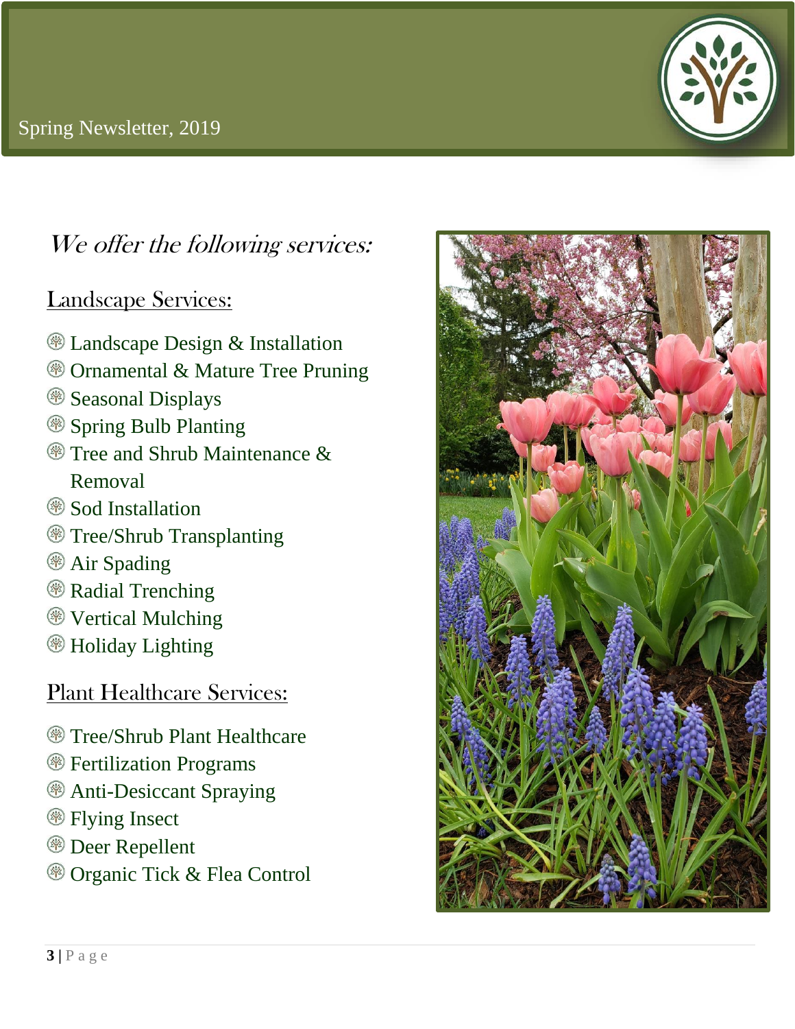*We offer the following services:*

## Landscape Services:

- Landscape Design & Installation
- Ornamental & Mature Tree Pruning
- Seasonal Displays
- Spring Bulb Planting
- Tree and Shrub Maintenance & Removal
- Sod Installation
- Tree/Shrub Transplanting
- Air Spading
- Radial Trenching
- Vertical Mulching
- Holiday Lighting

## Plant Healthcare Services:

- Tree/Shrub Plant Healthcare
- Fertilization Programs
- Anti-Desiccant Spraying
- Flying Insect
- Deer Repellent
- Organic Tick & Flea Control